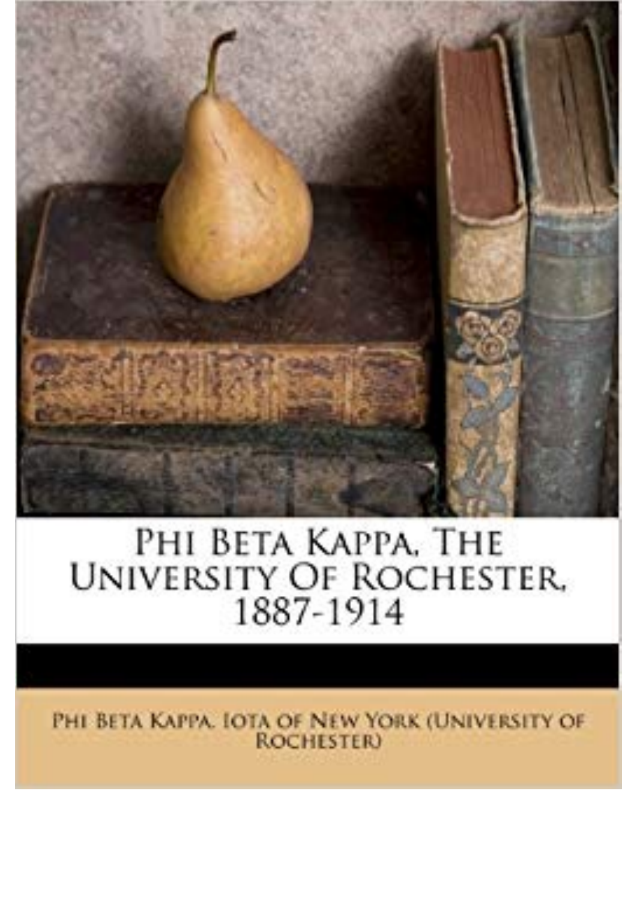# Phi Beta Kappa, The University Of Rochester, 1887-1914

Phi Beta Kappa. Iota of New York (University of Rochester)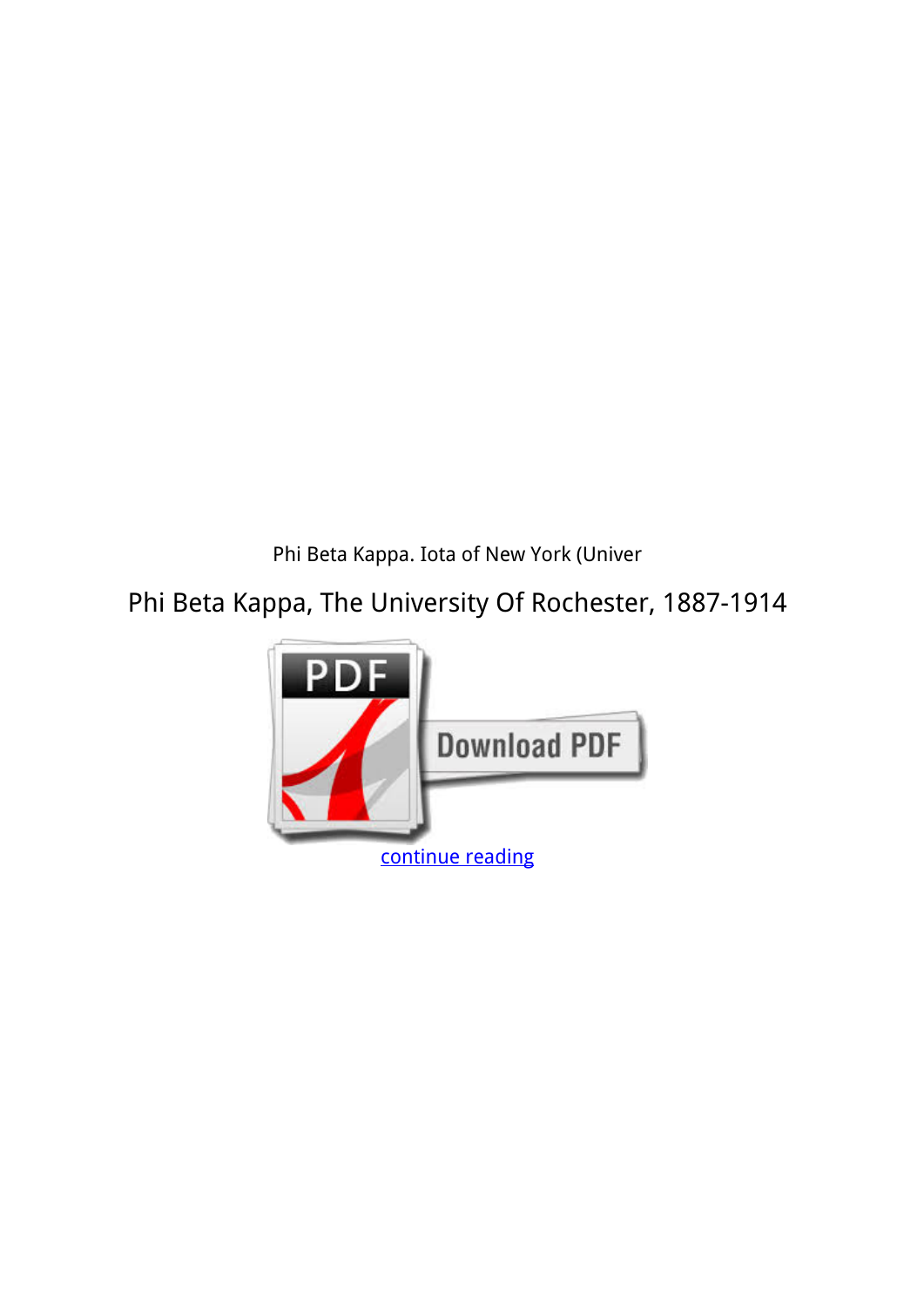Phi Beta Kappa. Iota of New York (Univer

## Phi Beta Kappa, The University Of Rochester, 1887-1914

continue reading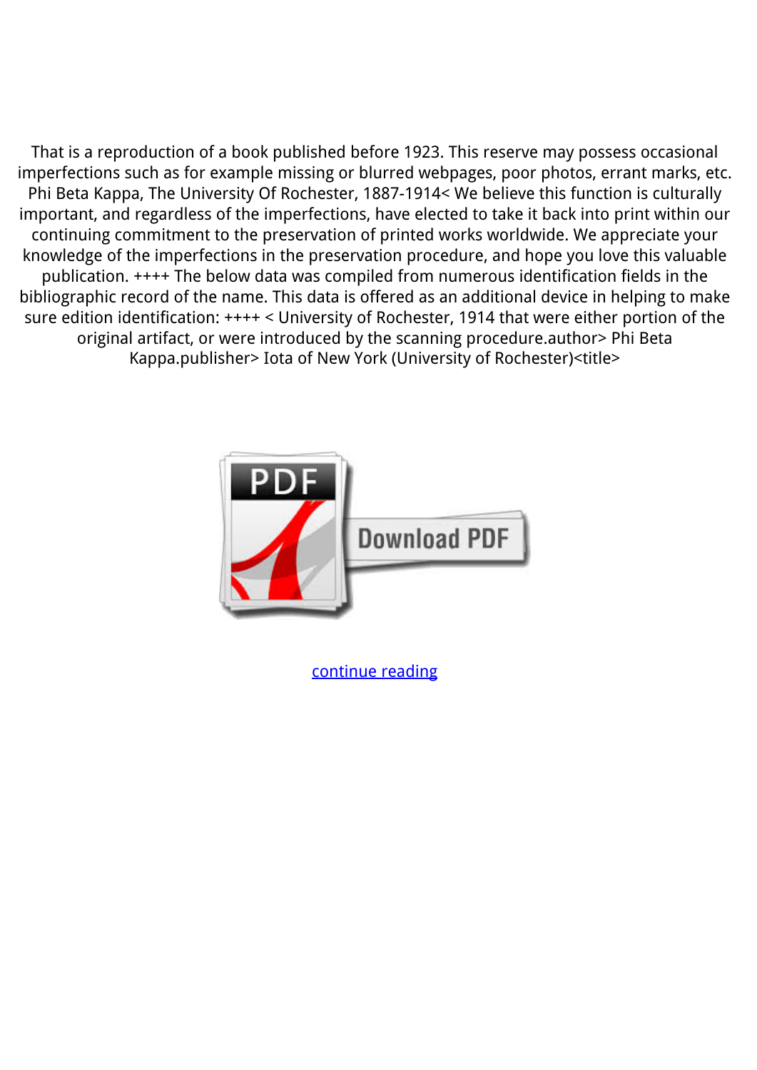That is a reproduction of a book published before 1923. This reserve may possess occasional imperfections such as for example missing or blurred webpages, poor photos, errant marks, etc. Phi Beta Kappa, The University Of Rochester, 1887-1914< We believe this function is culturally important, and regardless of the imperfections, have elected to take it back into print within our continuing commitment to the preservation of printed works worldwide. We appreciate your knowledge of the imperfections in the preservation procedure, and hope you love this valuable publication. ++++ The below data was compiled from numerous identification fields in the bibliographic record of the name. This data is offered as an additional device in helping to make sure edition identification: ++++ < University of Rochester, 1914 that were either portion of the original artifact, or were introduced by the scanning procedure.author> Phi Beta Kappa.publisher> Iota of New York (University of Rochester)<title>

Download PDF

continue reading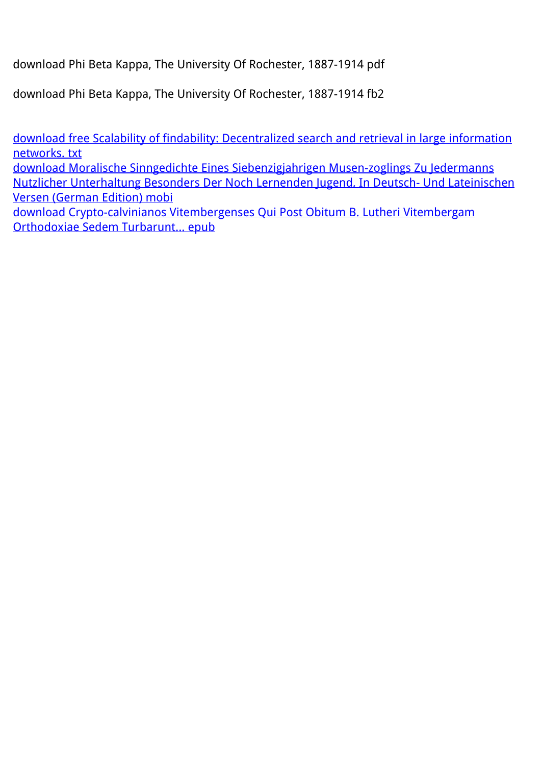download Phi Beta Kappa, The University Of Rochester, 1887-1914 pdf

download Phi Beta Kappa, The University Of Rochester, 1887-1914 fb2

download free Scalability of findability: Decentralized search and retrieval in large information networks. txt
download Moralische Sinngedichte Eines Siebenzigjahrigen Musen-zoglings Zu Jedermanns Nutzlicher Unterhaltung Besonders Der Noch Lernenden Jugend, In Deutsch- Und Lateinischen Versen (German Edition) mobi
download Crypto-calvinianos Vitembergenses Qui Post Obitum B. Lutheri Vitembergam Orthodoxiae Sedem Turbarunt... epub